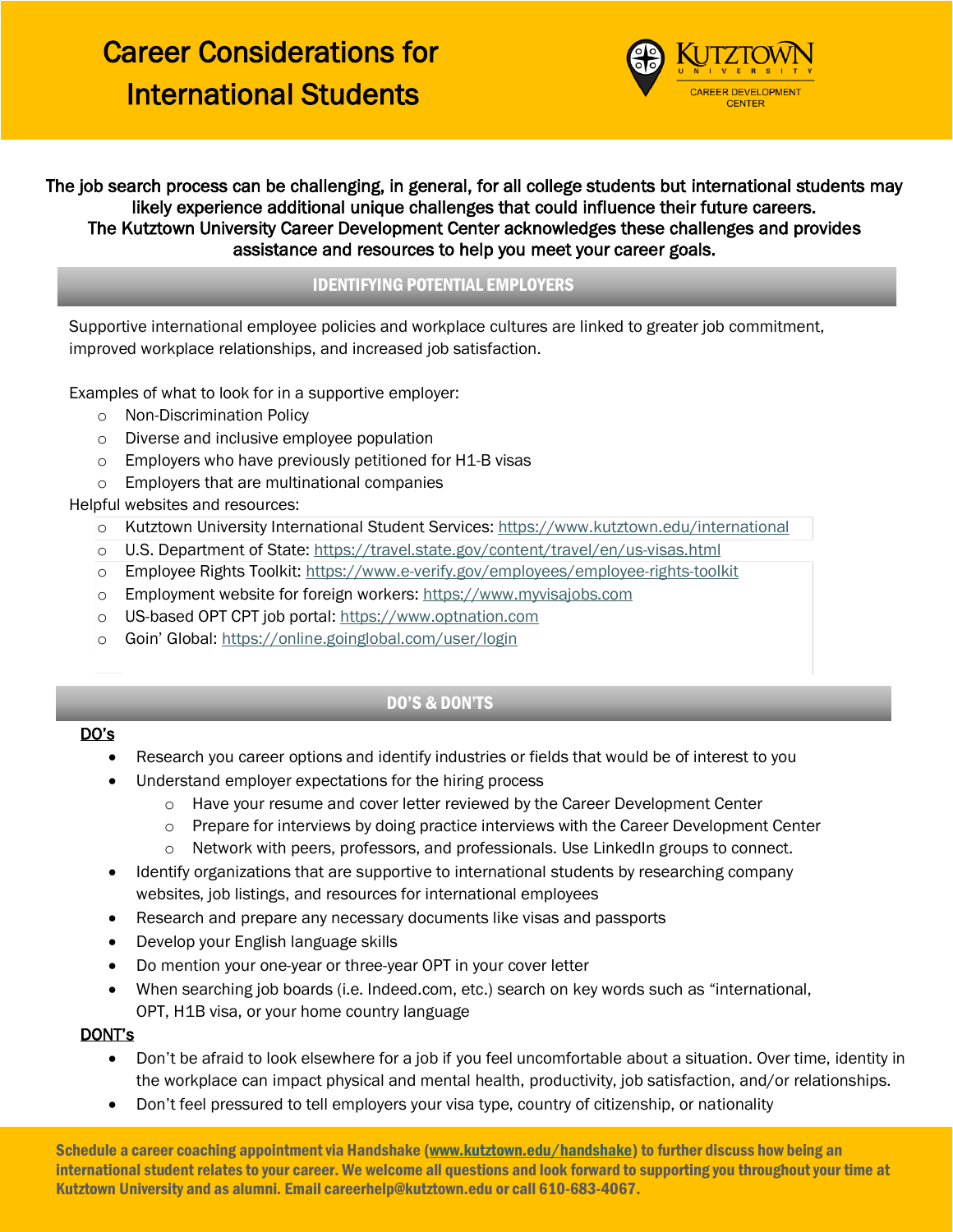# Career Considerations for International Students

Kutztown University Career Development Center

**The job search process can be challenging, in general, for all college students but international students may likely experience additional unique challenges that could influence their future careers. The Kutztown University Career Development Center acknowledges these challenges and provides assistance and resources to help you meet your career goals.**

## IDENTIFYING POTENTIAL EMPLOYERS

Supportive international employee policies and workplace cultures are linked to greater job commitment, improved workplace relationships, and increased job satisfaction.

Examples of what to look for in a supportive employer:

- Non-Discrimination Policy
- Diverse and inclusive employee population
- Employers who have previously petitioned for H1-B visas
- Employers that are multinational companies

Helpful websites and resources:

- Kutztown University International Student Services: https://www.kutztown.edu/international
- U.S. Department of State: https://travel.state.gov/content/travel/en/us-visas.html
- Employee Rights Toolkit: https://www.e-verify.gov/employees/employee-rights-toolkit
- Employment website for foreign workers: https://www.myvisajobs.com
- US-based OPT CPT job portal: https://www.optnation.com
- Goin' Global: https://online.goinglobal.com/user/login

## DO'S & DON'TS

**DO's**

- Research you career options and identify industries or fields that would be of interest to you
- Understand employer expectations for the hiring process
  - Have your resume and cover letter reviewed by the Career Development Center
  - Prepare for interviews by doing practice interviews with the Career Development Center
  - Network with peers, professors, and professionals. Use LinkedIn groups to connect.
- Identify organizations that are supportive to international students by researching company websites, job listings, and resources for international employees
- Research and prepare any necessary documents like visas and passports
- Develop your English language skills
- Do mention your one-year or three-year OPT in your cover letter
- When searching job boards (i.e. Indeed.com, etc.) search on key words such as "international, OPT, H1B visa, or your home country language

**DONT's**

- Don't be afraid to look elsewhere for a job if you feel uncomfortable about a situation. Over time, identity in the workplace can impact physical and mental health, productivity, job satisfaction, and/or relationships.
- Don't feel pressured to tell employers your visa type, country of citizenship, or nationality

**Schedule a career coaching appointment via Handshake (www.kutztown.edu/handshake) to further discuss how being an international student relates to your career. We welcome all questions and look forward to supporting you throughout your time at Kutztown University and as alumni. Email careerhelp@kutztown.edu or call 610-683-4067.**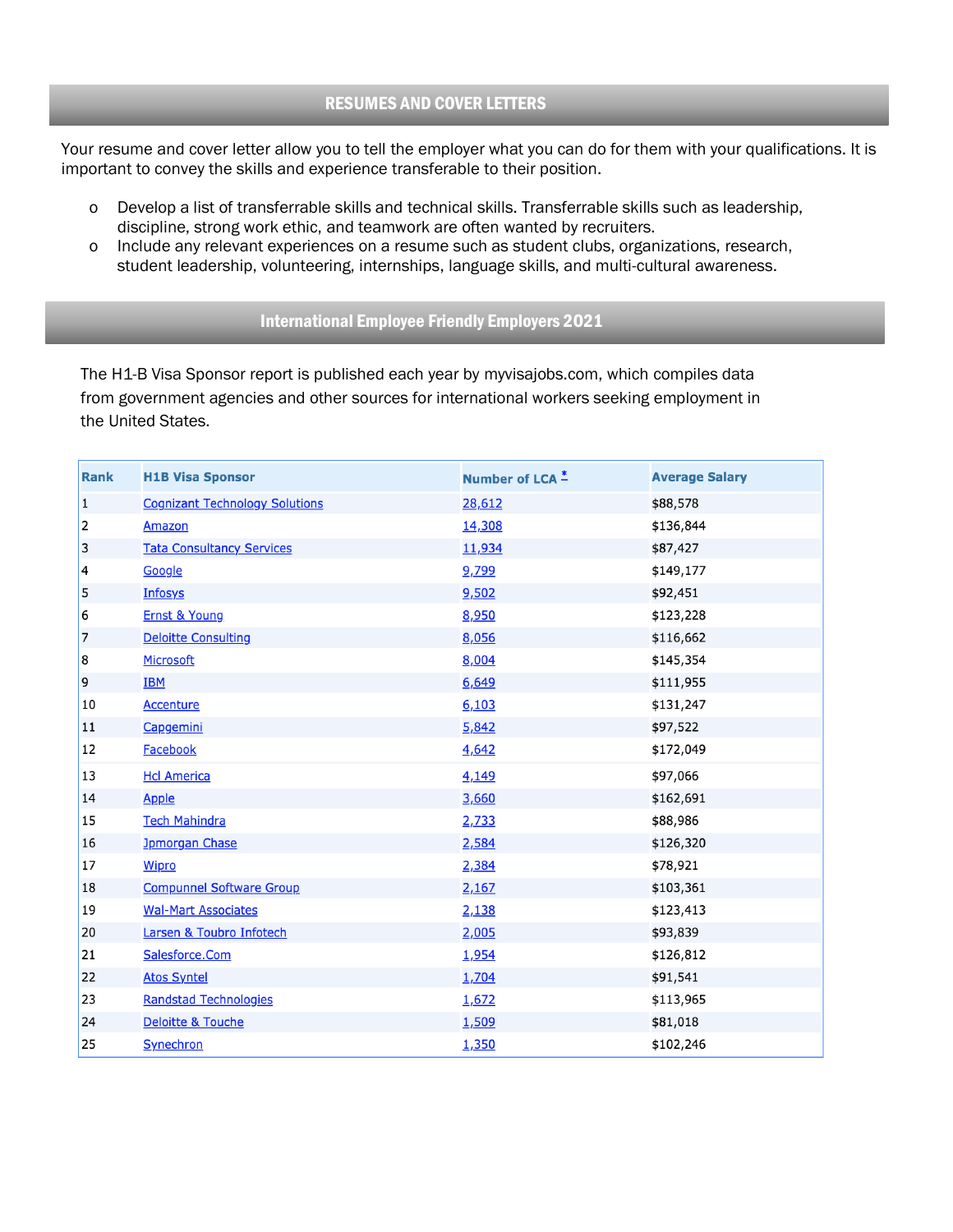## RESUMES AND COVER LETTERS

Your resume and cover letter allow you to tell the employer what you can do for them with your qualifications. It is important to convey the skills and experience transferable to their position.

- Develop a list of transferrable skills and technical skills. Transferrable skills such as leadership, discipline, strong work ethic, and teamwork are often wanted by recruiters.
- Include any relevant experiences on a resume such as student clubs, organizations, research, student leadership, volunteering, internships, language skills, and multi-cultural awareness.

## International Employee Friendly Employers 2021

The H1-B Visa Sponsor report is published each year by myvisajobs.com, which compiles data from government agencies and other sources for international workers seeking employment in the United States.

| Rank | H1B Visa Sponsor | Number of LCA * | Average Salary |
|---|---|---|---|
| 1 | Cognizant Technology Solutions | 28,612 | $88,578 |
| 2 | Amazon | 14,308 | $136,844 |
| 3 | Tata Consultancy Services | 11,934 | $87,427 |
| 4 | Google | 9,799 | $149,177 |
| 5 | Infosys | 9,502 | $92,451 |
| 6 | Ernst & Young | 8,950 | $123,228 |
| 7 | Deloitte Consulting | 8,056 | $116,662 |
| 8 | Microsoft | 8,004 | $145,354 |
| 9 | IBM | 6,649 | $111,955 |
| 10 | Accenture | 6,103 | $131,247 |
| 11 | Capgemini | 5,842 | $97,522 |
| 12 | Facebook | 4,642 | $172,049 |
| 13 | Hcl America | 4,149 | $97,066 |
| 14 | Apple | 3,660 | $162,691 |
| 15 | Tech Mahindra | 2,733 | $88,986 |
| 16 | Jpmorgan Chase | 2,584 | $126,320 |
| 17 | Wipro | 2,384 | $78,921 |
| 18 | Compunnel Software Group | 2,167 | $103,361 |
| 19 | Wal-Mart Associates | 2,138 | $123,413 |
| 20 | Larsen & Toubro Infotech | 2,005 | $93,839 |
| 21 | Salesforce.Com | 1,954 | $126,812 |
| 22 | Atos Syntel | 1,704 | $91,541 |
| 23 | Randstad Technologies | 1,672 | $113,965 |
| 24 | Deloitte & Touche | 1,509 | $81,018 |
| 25 | Synechron | 1,350 | $102,246 |